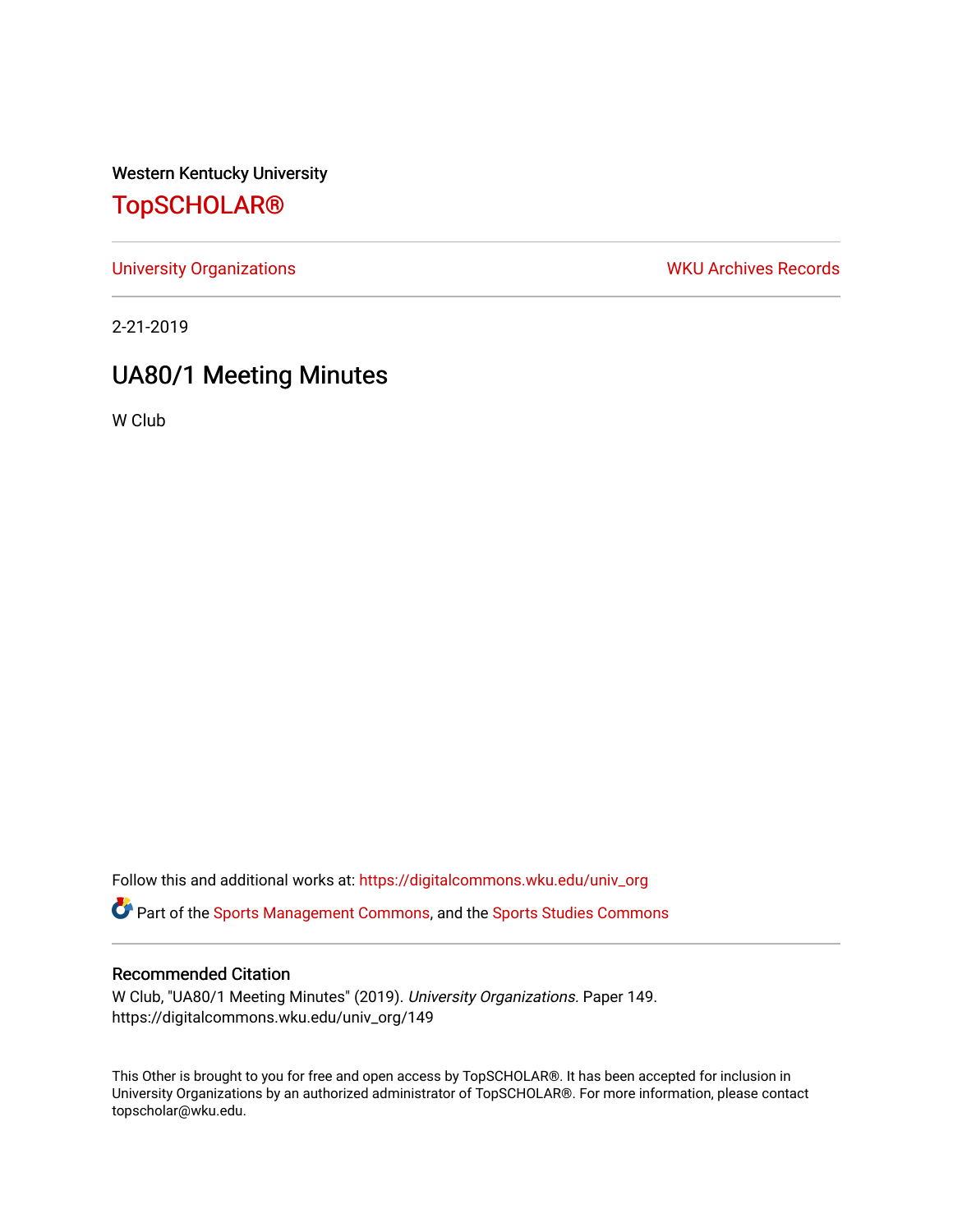Western Kentucky University

# TopSCHOLAR®

University Organizations | WKU Archives Records

2-21-2019

## UA80/1 Meeting Minutes

W Club

Follow this and additional works at: https://digitalcommons.wku.edu/univ_org

Part of the Sports Management Commons, and the Sports Studies Commons

### Recommended Citation

W Club, "UA80/1 Meeting Minutes" (2019). *University Organizations.* Paper 149.
https://digitalcommons.wku.edu/univ_org/149

This Other is brought to you for free and open access by TopSCHOLAR®. It has been accepted for inclusion in University Organizations by an authorized administrator of TopSCHOLAR®. For more information, please contact topscholar@wku.edu.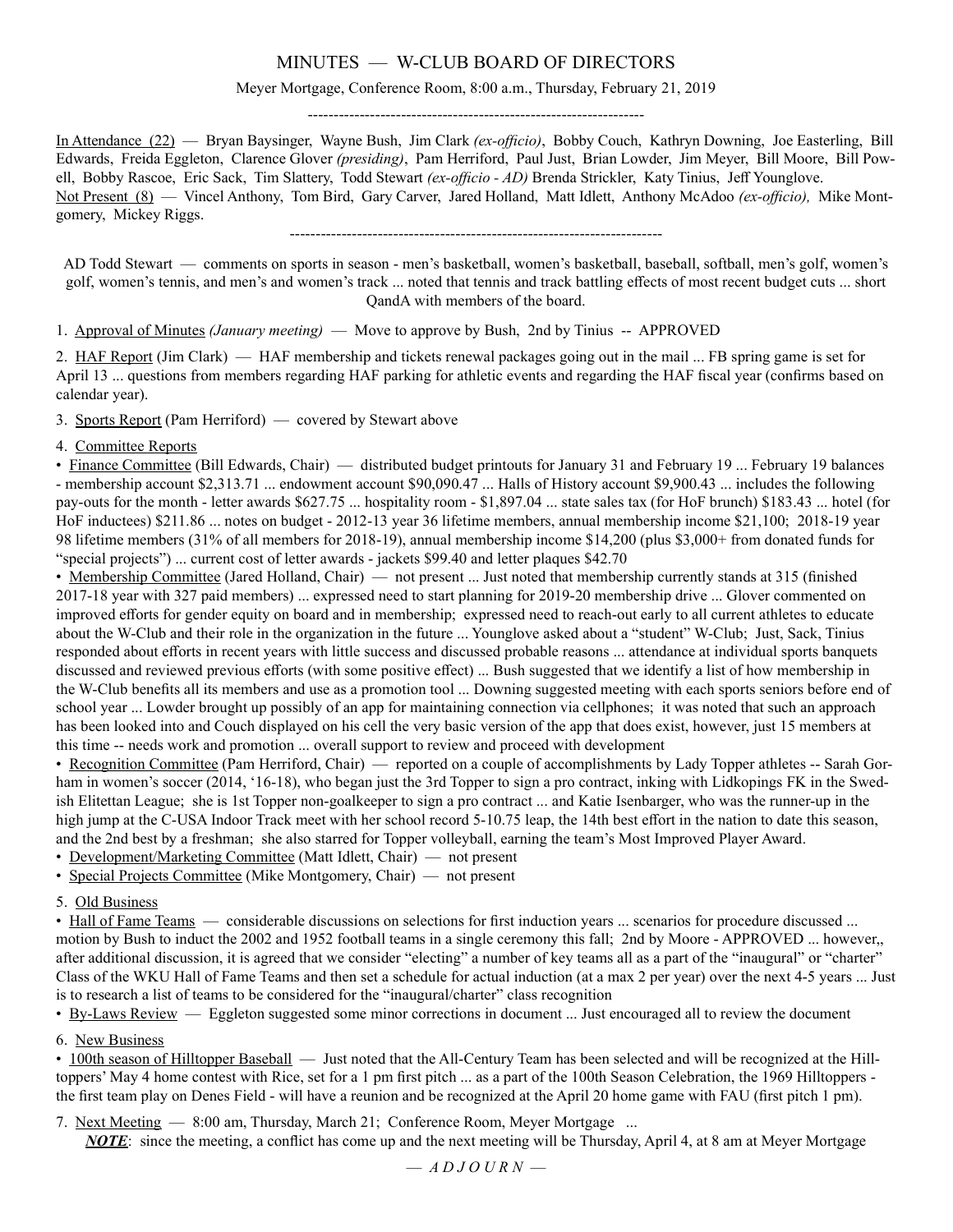# MINUTES — W-CLUB BOARD OF DIRECTORS

Meyer Mortgage, Conference Room, 8:00 a.m., Thursday, February 21, 2019

---

In Attendance (22) — Bryan Baysinger, Wayne Bush, Jim Clark *(ex-officio)*, Bobby Couch, Kathryn Downing, Joe Easterling, Bill Edwards, Freida Eggleton, Clarence Glover *(presiding)*, Pam Herriford, Paul Just, Brian Lowder, Jim Meyer, Bill Moore, Bill Powell, Bobby Rascoe, Eric Sack, Tim Slattery, Todd Stewart *(ex-officio - AD)* Brenda Strickler, Katy Tinius, Jeff Younglove.
Not Present (8) — Vincel Anthony, Tom Bird, Gary Carver, Jared Holland, Matt Idlett, Anthony McAdoo *(ex-officio),* Mike Montgomery, Mickey Riggs.

---

AD Todd Stewart — comments on sports in season - men's basketball, women's basketball, baseball, softball, men's golf, women's golf, women's tennis, and men's and women's track ... noted that tennis and track battling effects of most recent budget cuts ... short QandA with members of the board.

1. Approval of Minutes *(January meeting)* — Move to approve by Bush, 2nd by Tinius -- APPROVED

2. HAF Report (Jim Clark) — HAF membership and tickets renewal packages going out in the mail ... FB spring game is set for April 13 ... questions from members regarding HAF parking for athletic events and regarding the HAF fiscal year (confirms based on calendar year).

3. Sports Report (Pam Herriford) — covered by Stewart above

4. Committee Reports

- Finance Committee (Bill Edwards, Chair) — distributed budget printouts for January 31 and February 19 ... February 19 balances - membership account $2,313.71 ... endowment account $90,090.47 ... Halls of History account $9,900.43 ... includes the following pay-outs for the month - letter awards $627.75 ... hospitality room - $1,897.04 ... state sales tax (for HoF brunch) $183.43 ... hotel (for HoF inductees) $211.86 ... notes on budget - 2012-13 year 36 lifetime members, annual membership income $21,100; 2018-19 year 98 lifetime members (31% of all members for 2018-19), annual membership income $14,200 (plus $3,000+ from donated funds for "special projects") ... current cost of letter awards - jackets $99.40 and letter plaques $42.70
- Membership Committee (Jared Holland, Chair) — not present ... Just noted that membership currently stands at 315 (finished 2017-18 year with 327 paid members) ... expressed need to start planning for 2019-20 membership drive ... Glover commented on improved efforts for gender equity on board and in membership; expressed need to reach-out early to all current athletes to educate about the W-Club and their role in the organization in the future ... Younglove asked about a "student" W-Club; Just, Sack, Tinius responded about efforts in recent years with little success and discussed probable reasons ... attendance at individual sports banquets discussed and reviewed previous efforts (with some positive effect) ... Bush suggested that we identify a list of how membership in the W-Club benefits all its members and use as a promotion tool ... Downing suggested meeting with each sports seniors before end of school year ... Lowder brought up possibly of an app for maintaining connection via cellphones; it was noted that such an approach has been looked into and Couch displayed on his cell the very basic version of the app that does exist, however, just 15 members at this time -- needs work and promotion ... overall support to review and proceed with development
- Recognition Committee (Pam Herriford, Chair) — reported on a couple of accomplishments by Lady Topper athletes -- Sarah Gorham in women's soccer (2014, '16-18), who began just the 3rd Topper to sign a pro contract, inking with Lidkopings FK in the Swedish Elitettan League; she is 1st Topper non-goalkeeper to sign a pro contract ... and Katie Isenbarger, who was the runner-up in the high jump at the C-USA Indoor Track meet with her school record 5-10.75 leap, the 14th best effort in the nation to date this season, and the 2nd best by a freshman; she also starred for Topper volleyball, earning the team's Most Improved Player Award.
- Development/Marketing Committee (Matt Idlett, Chair) — not present
- Special Projects Committee (Mike Montgomery, Chair) — not present

5. Old Business

- Hall of Fame Teams — considerable discussions on selections for first induction years ... scenarios for procedure discussed ... motion by Bush to induct the 2002 and 1952 football teams in a single ceremony this fall; 2nd by Moore - APPROVED ... however,, after additional discussion, it is agreed that we consider "electing" a number of key teams all as a part of the "inaugural" or "charter" Class of the WKU Hall of Fame Teams and then set a schedule for actual induction (at a max 2 per year) over the next 4-5 years ... Just is to research a list of teams to be considered for the "inaugural/charter" class recognition
- By-Laws Review — Eggleton suggested some minor corrections in document ... Just encouraged all to review the document

6. New Business

- 100th season of Hilltopper Baseball — Just noted that the All-Century Team has been selected and will be recognized at the Hilltoppers' May 4 home contest with Rice, set for a 1 pm first pitch ... as a part of the 100th Season Celebration, the 1969 Hilltoppers - the first team play on Denes Field - will have a reunion and be recognized at the April 20 home game with FAU (first pitch 1 pm).

7. Next Meeting — 8:00 am, Thursday, March 21; Conference Room, Meyer Mortgage ...
***NOTE***: since the meeting, a conflict has come up and the next meeting will be Thursday, April 4, at 8 am at Meyer Mortgage

*— A D J O U R N —*